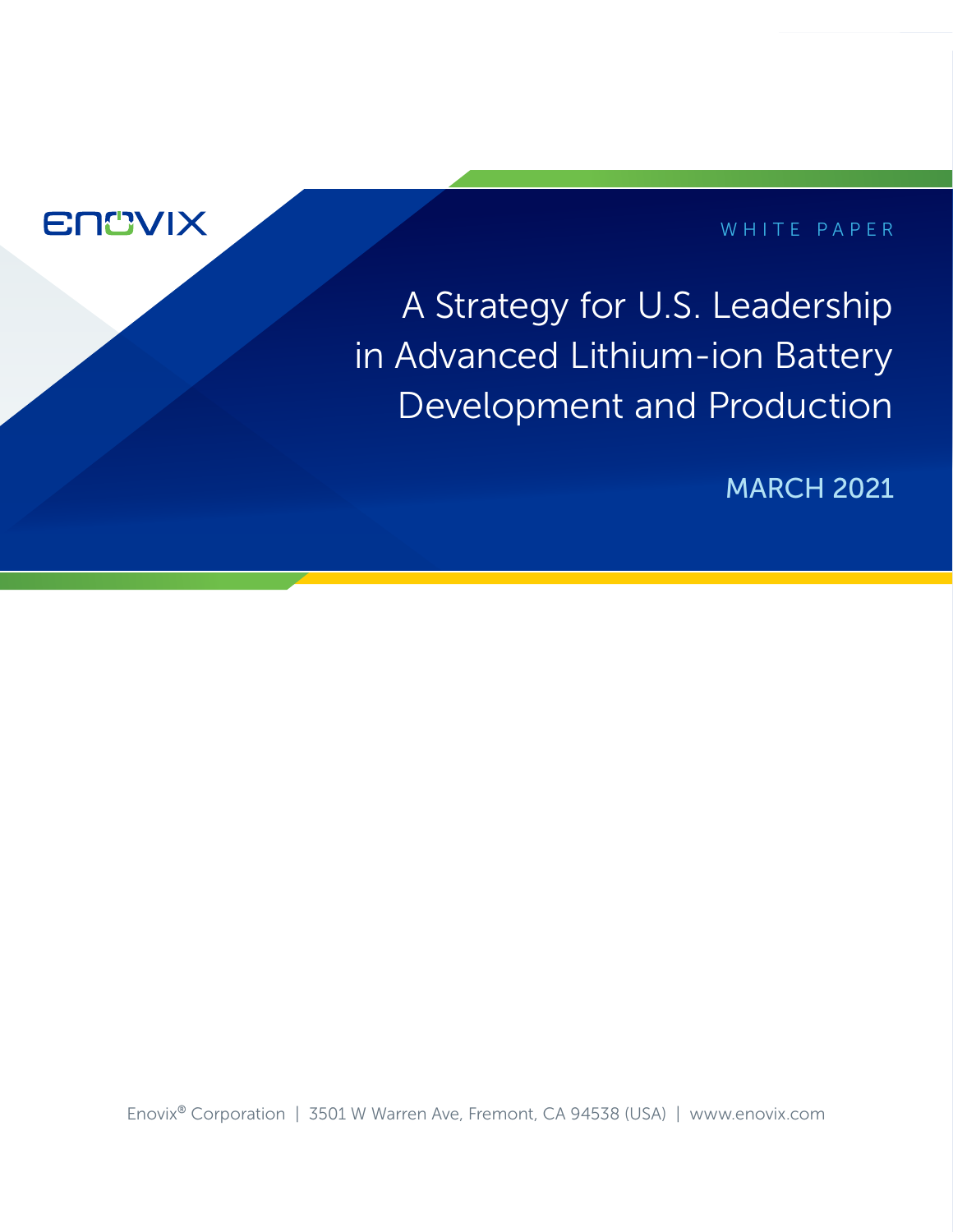ENOVIX

WHITE PAPER

# A Strategy for U.S. Leadership in Advanced Lithium-ion Battery Development and Production

MARCH 2021

Enovix® Corporation | 3501 W Warren Ave, Fremont, CA 94538 (USA) | www.enovix.com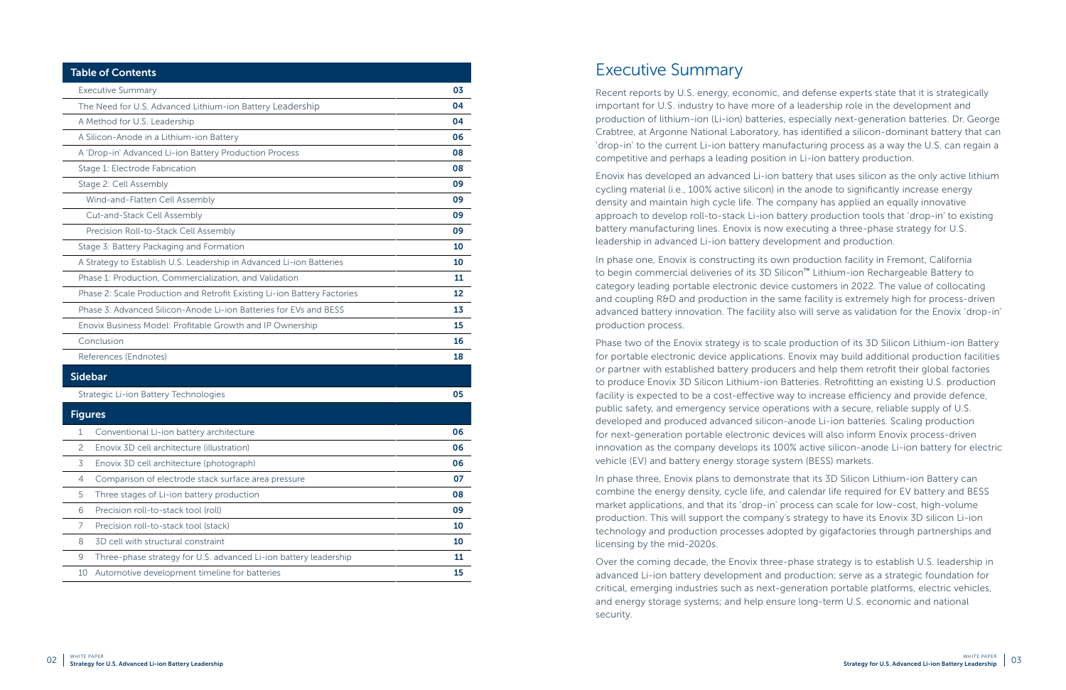## Table of Contents

| Table of Contents | |
|---|---|
| Executive Summary | 03 |
| The Need for U.S. Advanced Lithium-ion Battery Leadership | 04 |
| A Method for U.S. Leadership | 04 |
| A Silicon-Anode in a Lithium-ion Battery | 06 |
| A 'Drop-in' Advanced Li-ion Battery Production Process | 08 |
| Stage 1: Electrode Fabrication | 08 |
| Stage 2: Cell Assembly | 09 |
| Wind-and-Flatten Cell Assembly | 09 |
| Cut-and-Stack Cell Assembly | 09 |
| Precision Roll-to-Stack Cell Assembly | 09 |
| Stage 3: Battery Packaging and Formation | 10 |
| A Strategy to Establish U.S. Leadership in Advanced Li-ion Batteries | 10 |
| Phase 1: Production, Commercialization, and Validation | 11 |
| Phase 2: Scale Production and Retrofit Existing Li-ion Battery Factories | 12 |
| Phase 3: Advanced Silicon-Anode Li-ion Batteries for EVs and BESS | 13 |
| Enovix Business Model: Profitable Growth and IP Ownership | 15 |
| Conclusion | 16 |
| References (Endnotes) | 18 |
| **Sidebar** | |
| Strategic Li-ion Battery Technologies | 05 |
| **Figures** | |
| 1 Conventional Li-ion battery architecture | 06 |
| 2 Enovix 3D cell architecture (illustration) | 06 |
| 3 Enovix 3D cell architecture (photograph) | 06 |
| 4 Comparison of electrode stack surface area pressure | 07 |
| 5 Three stages of Li-ion battery production | 08 |
| 6 Precision roll-to-stack tool (roll) | 09 |
| 7 Precision roll-to-stack tool (stack) | 10 |
| 8 3D cell with structural constraint | 10 |
| 9 Three-phase strategy for U.S. advanced Li-ion battery leadership | 11 |
| 10 Automotive development timeline for batteries | 15 |

# Executive Summary

Recent reports by U.S. energy, economic, and defense experts state that it is strategically important for U.S. industry to have more of a leadership role in the development and production of lithium-ion (Li-ion) batteries, especially next-generation batteries. Dr. George Crabtree, at Argonne National Laboratory, has identified a silicon-dominant battery that can 'drop-in' to the current Li-ion battery manufacturing process as a way the U.S. can regain a competitive and perhaps a leading position in Li-ion battery production.

Enovix has developed an advanced Li-ion battery that uses silicon as the only active lithium cycling material (i.e., 100% active silicon) in the anode to significantly increase energy density and maintain high cycle life. The company has applied an equally innovative approach to develop roll-to-stack Li-ion battery production tools that 'drop-in' to existing battery manufacturing lines. Enovix is now executing a three-phase strategy for U.S. leadership in advanced Li-ion battery development and production.

In phase one, Enovix is constructing its own production facility in Fremont, California to begin commercial deliveries of its 3D Silicon™ Lithium-ion Rechargeable Battery to category leading portable electronic device customers in 2022. The value of collocating and coupling R&D and production in the same facility is extremely high for process-driven advanced battery innovation. The facility also will serve as validation for the Enovix 'drop-in' production process.

Phase two of the Enovix strategy is to scale production of its 3D Silicon Lithium-ion Battery for portable electronic device applications. Enovix may build additional production facilities or partner with established battery producers and help them retrofit their global factories to produce Enovix 3D Silicon Lithium-ion Batteries. Retrofitting an existing U.S. production facility is expected to be a cost-effective way to increase efficiency and provide defence, public safety, and emergency service operations with a secure, reliable supply of U.S. developed and produced advanced silicon-anode Li-ion batteries. Scaling production for next-generation portable electronic devices will also inform Enovix process-driven innovation as the company develops its 100% active silicon-anode Li-ion battery for electric vehicle (EV) and battery energy storage system (BESS) markets.

In phase three, Enovix plans to demonstrate that its 3D Silicon Lithium-ion Battery can combine the energy density, cycle life, and calendar life required for EV battery and BESS market applications, and that its 'drop-in' process can scale for low-cost, high-volume production. This will support the company's strategy to have its Enovix 3D silicon Li-ion technology and production processes adopted by gigafactories through partnerships and licensing by the mid-2020s.

Over the coming decade, the Enovix three-phase strategy is to establish U.S. leadership in advanced Li-ion battery development and production; serve as a strategic foundation for critical, emerging industries such as next-generation portable platforms, electric vehicles, and energy storage systems; and help ensure long-term U.S. economic and national security.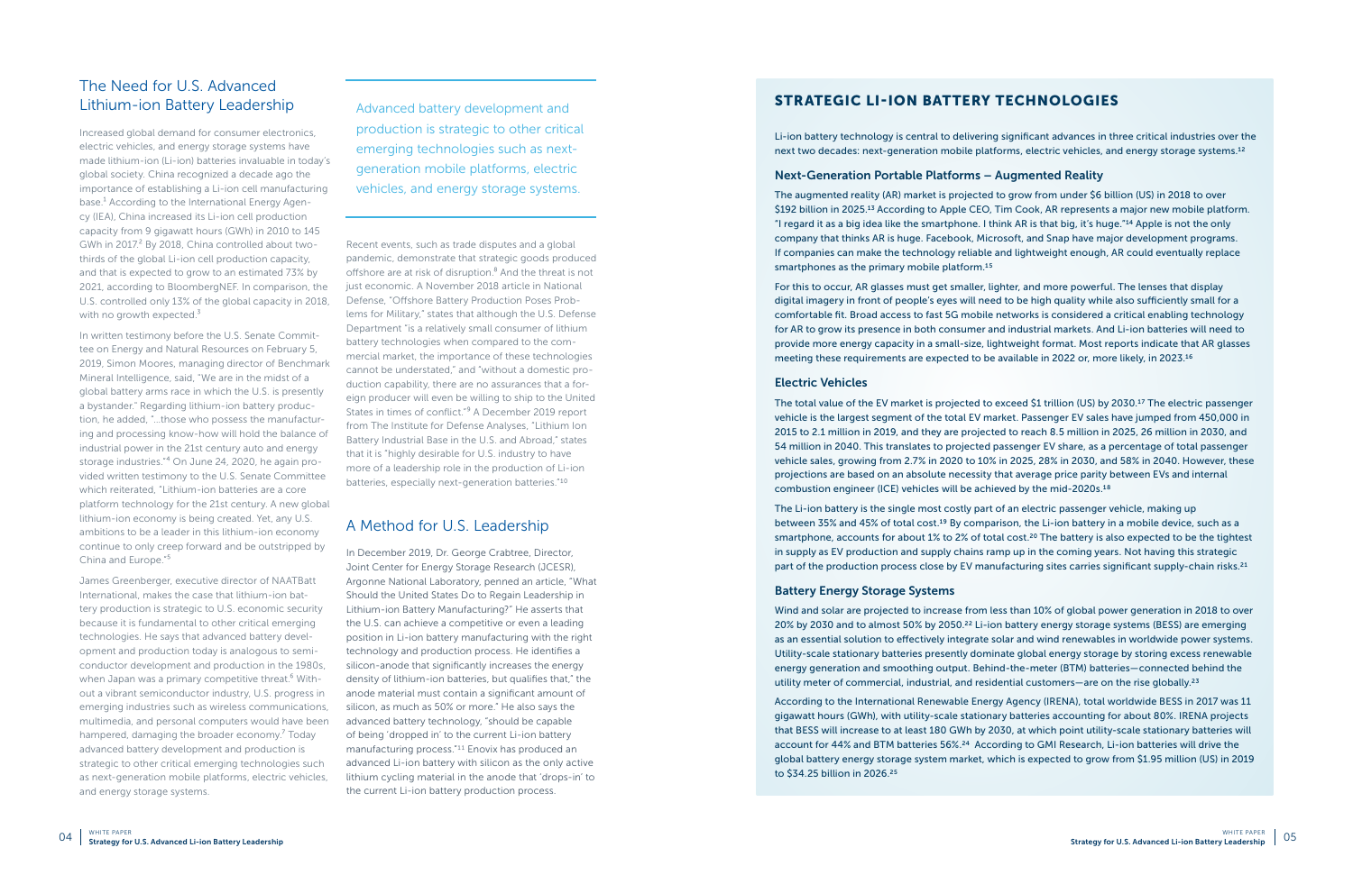## The Need for U.S. Advanced Lithium-ion Battery Leadership

Increased global demand for consumer electronics, electric vehicles, and energy storage systems have made lithium-ion (Li-ion) batteries invaluable in today's global society. China recognized a decade ago the importance of establishing a Li-ion cell manufacturing base.[1] According to the International Energy Agency (IEA), China increased its Li-ion cell production capacity from 9 gigawatt hours (GWh) in 2010 to 145 GWh in 2017.[2] By 2018, China controlled about two-thirds of the global Li-ion cell production capacity, and that is expected to grow to an estimated 73% by 2021, according to BloombergNEF. In comparison, the U.S. controlled only 13% of the global capacity in 2018, with no growth expected.[3]

In written testimony before the U.S. Senate Committee on Energy and Natural Resources on February 5, 2019, Simon Moores, managing director of Benchmark Mineral Intelligence, said, "We are in the midst of a global battery arms race in which the U.S. is presently a bystander." Regarding lithium-ion battery production, he added, "…those who possess the manufacturing and processing know-how will hold the balance of industrial power in the 21st century auto and energy storage industries."[4] On June 24, 2020, he again provided written testimony to the U.S. Senate Committee which reiterated, "Lithium-ion batteries are a core platform technology for the 21st century. A new global lithium-ion economy is being created. Yet, any U.S. ambitions to be a leader in this lithium-ion economy continue to only creep forward and be outstripped by China and Europe."[5]

James Greenberger, executive director of NAATBatt International, makes the case that lithium-ion battery production is strategic to U.S. economic security because it is fundamental to other critical emerging technologies. He says that advanced battery development and production today is analogous to semiconductor development and production in the 1980s, when Japan was a primary competitive threat.[6] Without a vibrant semiconductor industry, U.S. progress in emerging industries such as wireless communications, multimedia, and personal computers would have been hampered, damaging the broader economy.[7] Today advanced battery development and production is strategic to other critical emerging technologies such as next-generation mobile platforms, electric vehicles, and energy storage systems.

> Advanced battery development and production is strategic to other critical emerging technologies such as next-generation mobile platforms, electric vehicles, and energy storage systems.

Recent events, such as trade disputes and a global pandemic, demonstrate that strategic goods produced offshore are at risk of disruption.[8] And the threat is not just economic. A November 2018 article in National Defense, "Offshore Battery Production Poses Problems for Military," states that although the U.S. Defense Department "is a relatively small consumer of lithium battery technologies when compared to the commercial market, the importance of these technologies cannot be understated," and "without a domestic production capability, there are no assurances that a foreign producer will even be willing to ship to the United States in times of conflict."[9] A December 2019 report from The Institute for Defense Analyses, "Lithium Ion Battery Industrial Base in the U.S. and Abroad," states that it is "highly desirable for U.S. industry to have more of a leadership role in the production of Li-ion batteries, especially next-generation batteries."[10]

## A Method for U.S. Leadership

In December 2019, Dr. George Crabtree, Director, Joint Center for Energy Storage Research (JCESR), Argonne National Laboratory, penned an article, "What Should the United States Do to Regain Leadership in Lithium-ion Battery Manufacturing?" He asserts that the U.S. can achieve a competitive or even a leading position in Li-ion battery manufacturing with the right technology and production process. He identifies a silicon-anode that significantly increases the energy density of lithium-ion batteries, but qualifies that," the anode material must contain a significant amount of silicon, as much as 50% or more." He also says the advanced battery technology, "should be capable of being 'dropped in' to the current Li-ion battery manufacturing process."[11] Enovix has produced an advanced Li-ion battery with silicon as the only active lithium cycling material in the anode that 'drops-in' to the current Li-ion battery production process.

## STRATEGIC LI-ION BATTERY TECHNOLOGIES

Li-ion battery technology is central to delivering significant advances in three critical industries over the next two decades: next-generation mobile platforms, electric vehicles, and energy storage systems.[12]

### Next-Generation Portable Platforms – Augmented Reality

The augmented reality (AR) market is projected to grow from under $6 billion (US) in 2018 to over $192 billion in 2025.[13] According to Apple CEO, Tim Cook, AR represents a major new mobile platform. "I regard it as a big idea like the smartphone. I think AR is that big, it's huge."[14] Apple is not the only company that thinks AR is huge. Facebook, Microsoft, and Snap have major development programs. If companies can make the technology reliable and lightweight enough, AR could eventually replace smartphones as the primary mobile platform.[15]

For this to occur, AR glasses must get smaller, lighter, and more powerful. The lenses that display digital imagery in front of people's eyes will need to be high quality while also sufficiently small for a comfortable fit. Broad access to fast 5G mobile networks is considered a critical enabling technology for AR to grow its presence in both consumer and industrial markets. And Li-ion batteries will need to provide more energy capacity in a small-size, lightweight format. Most reports indicate that AR glasses meeting these requirements are expected to be available in 2022 or, more likely, in 2023.[16]

### Electric Vehicles

The total value of the EV market is projected to exceed $1 trillion (US) by 2030.[17] The electric passenger vehicle is the largest segment of the total EV market. Passenger EV sales have jumped from 450,000 in 2015 to 2.1 million in 2019, and they are projected to reach 8.5 million in 2025, 26 million in 2030, and 54 million in 2040. This translates to projected passenger EV share, as a percentage of total passenger vehicle sales, growing from 2.7% in 2020 to 10% in 2025, 28% in 2030, and 58% in 2040. However, these projections are based on an absolute necessity that average price parity between EVs and internal combustion engineer (ICE) vehicles will be achieved by the mid-2020s.[18]

The Li-ion battery is the single most costly part of an electric passenger vehicle, making up between 35% and 45% of total cost.[19] By comparison, the Li-ion battery in a mobile device, such as a smartphone, accounts for about 1% to 2% of total cost.[20] The battery is also expected to be the tightest in supply as EV production and supply chains ramp up in the coming years. Not having this strategic part of the production process close by EV manufacturing sites carries significant supply-chain risks.[21]

### Battery Energy Storage Systems

Wind and solar are projected to increase from less than 10% of global power generation in 2018 to over 20% by 2030 and to almost 50% by 2050.[22] Li-ion battery energy storage systems (BESS) are emerging as an essential solution to effectively integrate solar and wind renewables in worldwide power systems. Utility-scale stationary batteries presently dominate global energy storage by storing excess renewable energy generation and smoothing output. Behind-the-meter (BTM) batteries—connected behind the utility meter of commercial, industrial, and residential customers—are on the rise globally.[23]

According to the International Renewable Energy Agency (IRENA), total worldwide BESS in 2017 was 11 gigawatt hours (GWh), with utility-scale stationary batteries accounting for about 80%. IRENA projects that BESS will increase to at least 180 GWh by 2030, at which point utility-scale stationary batteries will account for 44% and BTM batteries 56%.[24] According to GMI Research, Li-ion batteries will drive the global battery energy storage system market, which is expected to grow from $1.95 million (US) in 2019 to $34.25 billion in 2026.[25]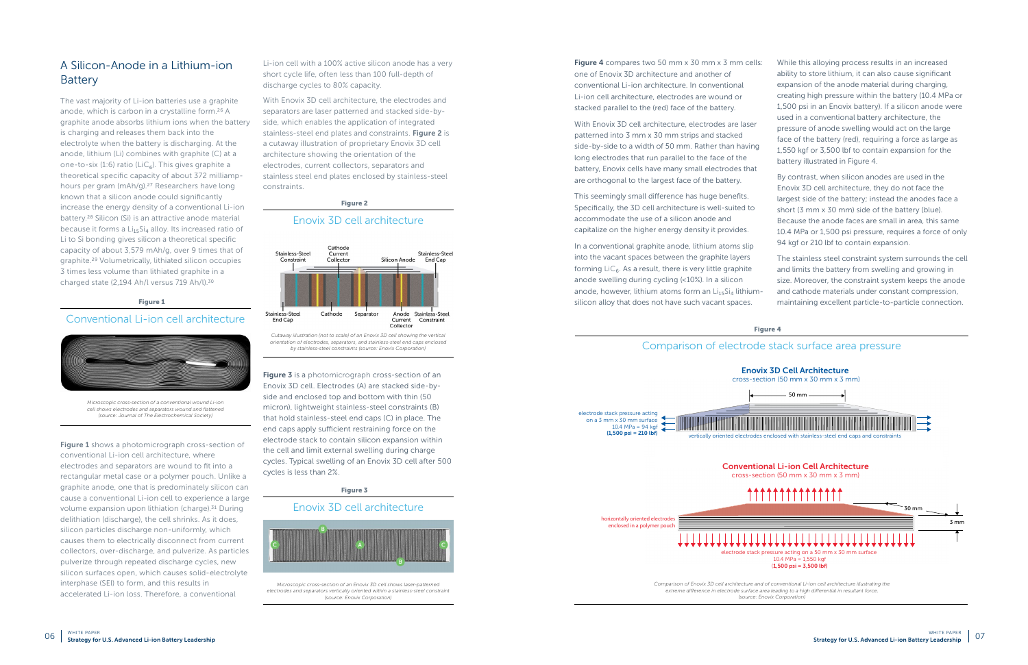## A Silicon-Anode in a Lithium-ion Battery

The vast majority of Li-ion batteries use a graphite anode, which is carbon in a crystalline form.[26] A graphite anode absorbs lithium ions when the battery is charging and releases them back into the electrolyte when the battery is discharging. At the anode, lithium (Li) combines with graphite (C) at a one-to-six (1:6) ratio ($LiC_6$). This gives graphite a theoretical specific capacity of about 372 milliamp-hours per gram (mAh/g).[27] Researchers have long known that a silicon anode could significantly increase the energy density of a conventional Li-ion battery.[28] Silicon (Si) is an attractive anode material because it forms a $Li_{15}Si_4$ alloy. Its increased ratio of Li to Si bonding gives silicon a theoretical specific capacity of about 3,579 mAh/g, over 9 times that of graphite.[29] Volumetrically, lithiated silicon occupies 3 times less volume than lithiated graphite in a charged state (2,194 Ah/l versus 719 Ah/l).[30]

**Figure 1**

### Conventional Li-ion cell architecture

*Microscopic cross-section of a conventional wound Li-ion cell shows electrodes and separators wound and flattened (source: Journal of The Electrochemical Society)*

**Figure 1** shows a photomicrograph cross-section of conventional Li-ion cell architecture, where electrodes and separators are wound to fit into a rectangular metal case or a polymer pouch. Unlike a graphite anode, one that is predominately silicon can cause a conventional Li-ion cell to experience a large volume expansion upon lithiation (charge).[31] During delithiation (discharge), the cell shrinks. As it does, silicon particles discharge non-uniformly, which causes them to electrically disconnect from current collectors, over-discharge, and pulverize. As particles pulverize through repeated discharge cycles, new silicon surfaces open, which causes solid-electrolyte interphase (SEI) to form, and this results in accelerated Li-ion loss. Therefore, a conventional Li-ion cell with a 100% active silicon anode has a very short cycle life, often less than 100 full-depth of discharge cycles to 80% capacity.

With Enovix 3D cell architecture, the electrodes and separators are laser patterned and stacked side-by-side, which enables the application of integrated stainless-steel end plates and constraints. **Figure 2** is a cutaway illustration of proprietary Enovix 3D cell architecture showing the orientation of the electrodes, current collectors, separators and stainless steel end plates enclosed by stainless-steel constraints.

**Figure 2**

### Enovix 3D cell architecture

Stainless-Steel Constraint | Cathode Current Collector | Silicon Anode | Stainless-Steel End Cap | Stainless-Steel End Cap | Cathode | Separator | Anode Current Collector | Stainless-Steel Constraint

*Cutaway illustration (not to scale) of an Enovix 3D cell showing the vertical orientation of electrodes, separators, and stainless-steel end caps enclosed by stainless-steel constraints (source: Enovix Corporation)*

**Figure 3** is a photomicrograph cross-section of an Enovix 3D cell. Electrodes (A) are stacked side-by-side and enclosed top and bottom with thin (50 micron), lightweight stainless-steel constraints (B) that hold stainless-steel end caps (C) in place. The end caps apply sufficient restraining force on the electrode stack to contain silicon expansion within the cell and limit external swelling during charge cycles. Typical swelling of an Enovix 3D cell after 500 cycles is less than 2%.

**Figure 3**

### Enovix 3D cell architecture

*Microscopic cross-section of an Enovix 3D cell shows laser-patterned electrodes and separators vertically oriented within a stainless-steel constraint (source: Enovix Corporation)*

**Figure 4** compares two 50 mm x 30 mm x 3 mm cells: one of Enovix 3D architecture and another of conventional Li-ion architecture. In conventional Li-ion cell architecture, electrodes are wound or stacked parallel to the (red) face of the battery.

With Enovix 3D cell architecture, electrodes are laser patterned into 3 mm x 30 mm strips and stacked side-by-side to a width of 50 mm. Rather than having long electrodes that run parallel to the face of the battery, Enovix cells have many small electrodes that are orthogonal to the largest face of the battery.

This seemingly small difference has huge benefits. Specifically, the 3D cell architecture is well-suited to accommodate the use of a silicon anode and capitalize on the higher energy density it provides.

In a conventional graphite anode, lithium atoms slip into the vacant spaces between the graphite layers forming $LiC_6$. As a result, there is very little graphite anode swelling during cycling (<10%). In a silicon anode, however, lithium atoms form an $Li_{15}Si_4$ lithium-silicon alloy that does not have such vacant spaces.

While this alloying process results in an increased ability to store lithium, it can also cause significant expansion of the anode material during charging, creating high pressure within the battery (10.4 MPa or 1,500 psi in an Enovix battery). If a silicon anode were used in a conventional battery architecture, the pressure of anode swelling would act on the large face of the battery (red), requiring a force as large as 1,550 kgf or 3,500 lbf to contain expansion for the battery illustrated in Figure 4.

By contrast, when silicon anodes are used in the Enovix 3D cell architecture, they do not face the largest side of the battery; instead the anodes face a short (3 mm x 30 mm) side of the battery (blue). Because the anode faces are small in area, this same 10.4 MPa or 1,500 psi pressure, requires a force of only 94 kgf or 210 lbf to contain expansion.

The stainless steel constraint system surrounds the cell and limits the battery from swelling and growing in size. Moreover, the constraint system keeps the anode and cathode materials under constant compression, maintaining excellent particle-to-particle connection.

**Figure 4**

### Comparison of electrode stack surface area pressure

**Enovix 3D Cell Architecture**
cross-section (50 mm x 30 mm x 3 mm)

50 mm

electrode stack pressure acting on a 3 mm x 30 mm surface
10.4 MPa = 94 kgf
**(1,500 psi = 210 lbf)**

vertically oriented electrodes enclosed with stainless-steel end caps and constraints

**Conventional Li-ion Cell Architecture**
cross-section (50 mm x 30 mm x 3 mm)

30 mm
3 mm

horizontally oriented electrodes enclosed in a polymer pouch

electrode stack pressure acting on a 50 mm x 30 mm surface
10.4 MPa = 1,550 kgf
**(1,500 psi = 3,500 lbf)**

*Comparison of Enovix 3D cell architecture and of conventional Li-ion cell architecture illustrating the extreme difference in electrode surface area leading to a high differential in resultant force. (source: Enovix Corporation)*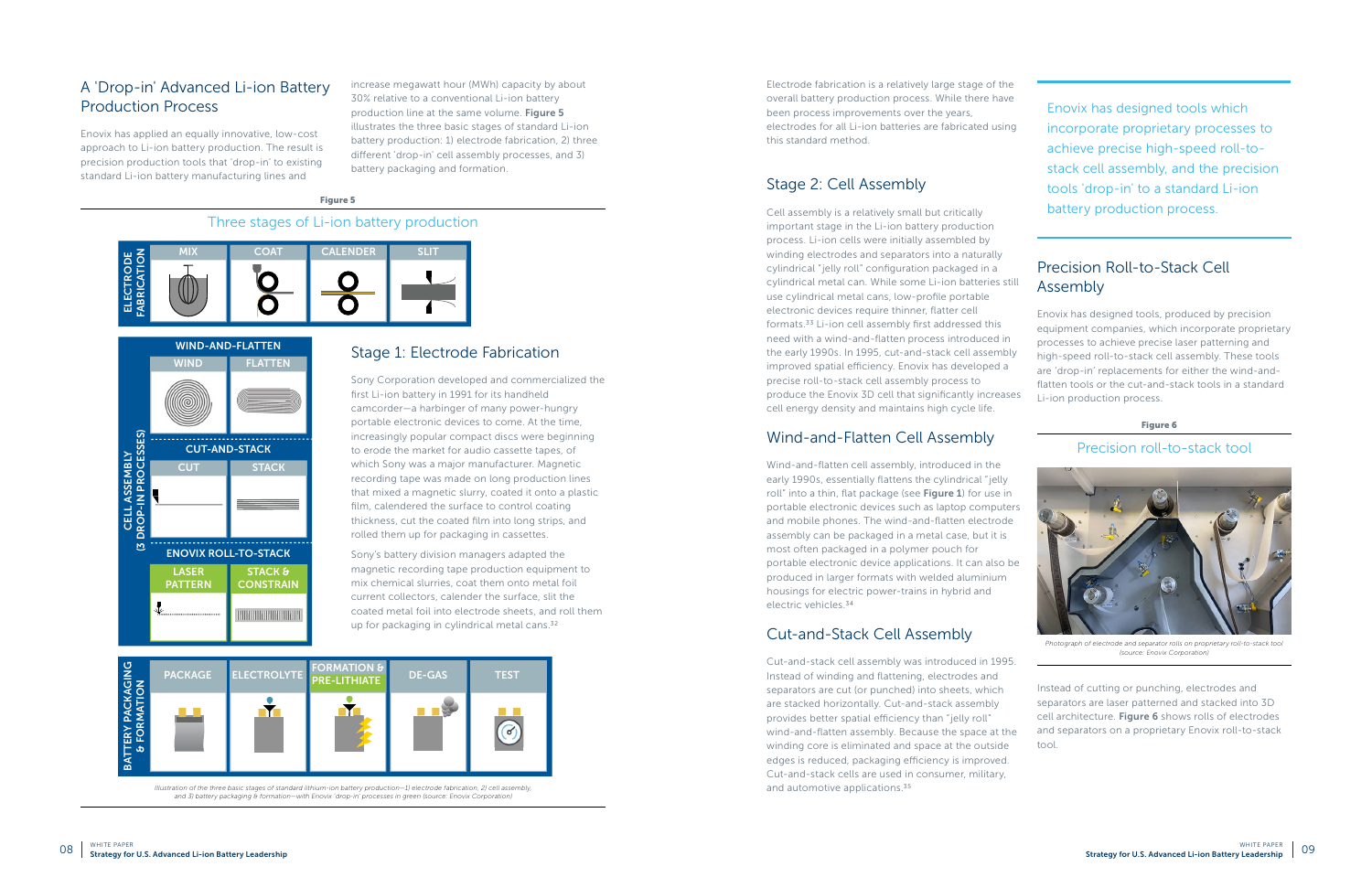## A 'Drop-in' Advanced Li-ion Battery Production Process

Enovix has applied an equally innovative, low-cost approach to Li-ion battery production. The result is precision production tools that 'drop-in' to existing standard Li-ion battery manufacturing lines and increase megawatt hour (MWh) capacity by about 30% relative to a conventional Li-ion battery production line at the same volume. **Figure 5** illustrates the three basic stages of standard Li-ion battery production: 1) electrode fabrication, 2) three different 'drop-in' cell assembly processes, and 3) battery packaging and formation.

**Figure 5**

Three stages of Li-ion battery production

ELECTRODE FABRICATION: MIX, COAT, CALENDER, SLIT

CELL ASSEMBLY (3 DROP-IN PROCESSES):
- WIND-AND-FLATTEN: WIND, FLATTEN
- CUT-AND-STACK: CUT, STACK
- ENOVIX ROLL-TO-STACK: LASER PATTERN, STACK & CONSTRAIN

BATTERY PACKAGING & FORMATION: PACKAGE, ELECTROLYTE, FORMATION & PRE-LITHIATE, DE-GAS, TEST

*Illustration of the three basic stages of standard lithium-ion battery production—1) electrode fabrication, 2) cell assembly, and 3) battery packaging & formation—with Enovix 'drop-in' processes in green (source: Enovix Corporation)*

### Stage 1: Electrode Fabrication

Sony Corporation developed and commercialized the first Li-ion battery in 1991 for its handheld camcorder—a harbinger of many power-hungry portable electronic devices to come. At the time, increasingly popular compact discs were beginning to erode the market for audio cassette tapes, of which Sony was a major manufacturer. Magnetic recording tape was made on long production lines that mixed a magnetic slurry, coated it onto a plastic film, calendered the surface to control coating thickness, cut the coated film into long strips, and rolled them up for packaging in cassettes.

Sony's battery division managers adapted the magnetic recording tape production equipment to mix chemical slurries, coat them onto metal foil current collectors, calender the surface, slit the coated metal foil into electrode sheets, and roll them up for packaging in cylindrical metal cans.[32]

Electrode fabrication is a relatively large stage of the overall battery production process. While there have been process improvements over the years, electrodes for all Li-ion batteries are fabricated using this standard method.

### Stage 2: Cell Assembly

Cell assembly is a relatively small but critically important stage in the Li-ion battery production process. Li-ion cells were initially assembled by winding electrodes and separators into a naturally cylindrical "jelly roll" configuration packaged in a cylindrical metal can. While some Li-ion batteries still use cylindrical metal cans, low-profile portable electronic devices require thinner, flatter cell formats.[33] Li-ion cell assembly first addressed this need with a wind-and-flatten process introduced in the early 1990s. In 1995, cut-and-stack cell assembly improved spatial efficiency. Enovix has developed a precise roll-to-stack cell assembly process to produce the Enovix 3D cell that significantly increases cell energy density and maintains high cycle life.

### Wind-and-Flatten Cell Assembly

Wind-and-flatten cell assembly, introduced in the early 1990s, essentially flattens the cylindrical "jelly roll" into a thin, flat package (see **Figure 1**) for use in portable electronic devices such as laptop computers and mobile phones. The wind-and-flatten electrode assembly can be packaged in a metal case, but it is most often packaged in a polymer pouch for portable electronic device applications. It can also be produced in larger formats with welded aluminium housings for electric power-trains in hybrid and electric vehicles.[34]

### Cut-and-Stack Cell Assembly

Cut-and-stack cell assembly was introduced in 1995. Instead of winding and flattening, electrodes and separators are cut (or punched) into sheets, which are stacked horizontally. Cut-and-stack assembly provides better spatial efficiency than "jelly roll" wind-and-flatten assembly. Because the space at the winding core is eliminated and space at the outside edges is reduced, packaging efficiency is improved. Cut-and-stack cells are used in consumer, military, and automotive applications.[35]

> Enovix has designed tools which incorporate proprietary processes to achieve precise high-speed roll-to-stack cell assembly, and the precision tools 'drop-in' to a standard Li-ion battery production process.

### Precision Roll-to-Stack Cell Assembly

Enovix has designed tools, produced by precision equipment companies, which incorporate proprietary processes to achieve precise laser patterning and high-speed roll-to-stack cell assembly. These tools are 'drop-in' replacements for either the wind-and-flatten tools or the cut-and-stack tools in a standard Li-ion production process.

**Figure 6**

Precision roll-to-stack tool

*Photograph of electrode and separator rolls on proprietary roll-to-stack tool (source: Enovix Corporation)*

Instead of cutting or punching, electrodes and separators are laser patterned and stacked into 3D cell architecture. **Figure 6** shows rolls of electrodes and separators on a proprietary Enovix roll-to-stack tool.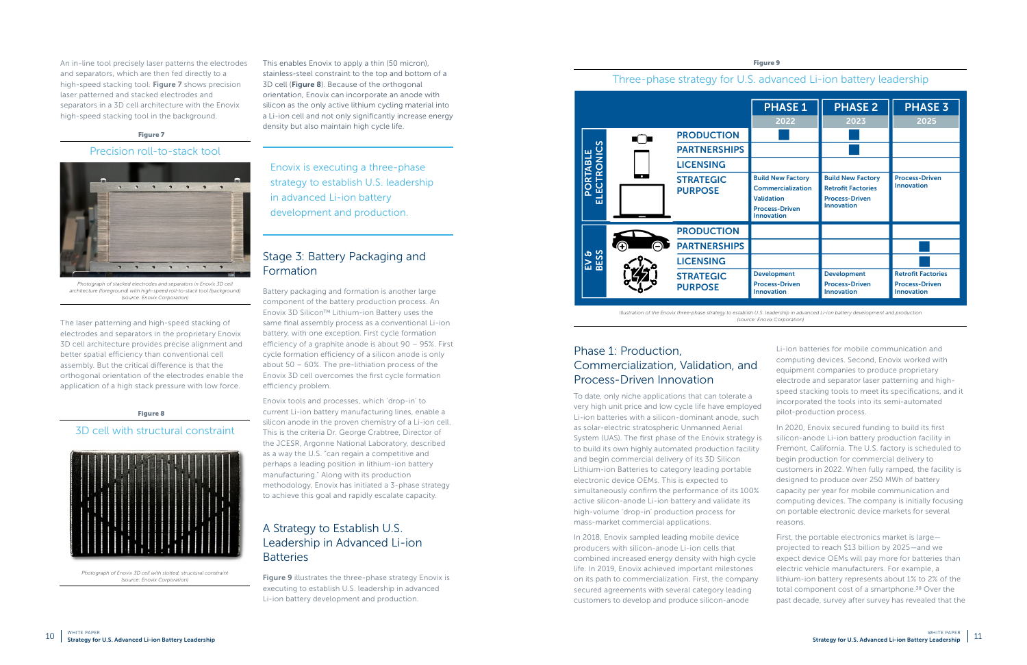An in-line tool precisely laser patterns the electrodes and separators, which are then fed directly to a high-speed stacking tool. **Figure 7** shows precision laser patterned and stacked electrodes and separators in a 3D cell architecture with the Enovix high-speed stacking tool in the background.

**Figure 7**

Precision roll-to-stack tool

*Photograph of stacked electrodes and separators in Enovix 3D cell architecture (foreground) with high-speed roll-to-stack tool (background) (source: Enovix Corporation)*

The laser patterning and high-speed stacking of electrodes and separators in the proprietary Enovix 3D cell architecture provides precise alignment and better spatial efficiency than conventional cell assembly. But the critical difference is that the orthogonal orientation of the electrodes enable the application of a high stack pressure with low force.

**Figure 8**

3D cell with structural constraint

*Photograph of Enovix 3D cell with slotted, structural constraint (source: Enovix Corporation)*

This enables Enovix to apply a thin (50 micron), stainless-steel constraint to the top and bottom of a 3D cell (**Figure 8**). Because of the orthogonal orientation, Enovix can incorporate an anode with silicon as the only active lithium cycling material into a Li-ion cell and not only significantly increase energy density but also maintain high cycle life.

> Enovix is executing a three-phase strategy to establish U.S. leadership in advanced Li-ion battery development and production.

## Stage 3: Battery Packaging and Formation

Battery packaging and formation is another large component of the battery production process. An Enovix 3D Silicon™ Lithium-ion Battery uses the same final assembly process as a conventional Li-ion battery, with one exception. First cycle formation efficiency of a graphite anode is about 90 – 95%. First cycle formation efficiency of a silicon anode is only about 50 – 60%. The pre-lithiation process of the Enovix 3D cell overcomes the first cycle formation efficiency problem.

Enovix tools and processes, which 'drop-in' to current Li-ion battery manufacturing lines, enable a silicon anode in the proven chemistry of a Li-ion cell. This is the criteria Dr. George Crabtree, Director of the JCESR, Argonne National Laboratory, described as a way the U.S. "can regain a competitive and perhaps a leading position in lithium-ion battery manufacturing." Along with its production methodology, Enovix has initiated a 3-phase strategy to achieve this goal and rapidly escalate capacity.

## A Strategy to Establish U.S. Leadership in Advanced Li-ion Batteries

**Figure 9** illustrates the three-phase strategy Enovix is executing to establish U.S. leadership in advanced Li-ion battery development and production.

**Figure 9**

Three-phase strategy for U.S. advanced Li-ion battery leadership

| | | PHASE 1 (2022) | PHASE 2 (2023) | PHASE 3 (2025) |
|---|---|---|---|---|
| PORTABLE ELECTRONICS | PRODUCTION | ■ | ■ | |
| | PARTNERSHIPS | | ■ | |
| | LICENSING | | | |
| | STRATEGIC PURPOSE | Build New Factory<br>Commercialization<br>Validation<br>Process-Driven Innovation | Build New Factory<br>Retrofit Factories<br>Process-Driven Innovation | Process-Driven Innovation |
| EV & BESS | PRODUCTION | | | |
| | PARTNERSHIPS | | | ■ |
| | LICENSING | | | ■ |
| | STRATEGIC PURPOSE | Development<br>Process-Driven Innovation | Development<br>Process-Driven Innovation | Retrofit Factories<br>Process-Driven Innovation |

*Illustration of the Enovix three-phase strategy to establish U.S. leadership in advanced Li-ion battery development and production (source: Enovix Corporation)*

## Phase 1: Production, Commercialization, Validation, and Process-Driven Innovation

To date, only niche applications that can tolerate a very high unit price and low cycle life have employed Li-ion batteries with a silicon-dominant anode, such as solar-electric stratospheric Unmanned Aerial System (UAS). The first phase of the Enovix strategy is to build its own highly automated production facility and begin commercial delivery of its 3D Silicon Lithium-ion Batteries to category leading portable electronic device OEMs. This is expected to simultaneously confirm the performance of its 100% active silicon-anode Li-ion battery and validate its high-volume 'drop-in' production process for mass-market commercial applications.

In 2018, Enovix sampled leading mobile device producers with silicon-anode Li-ion cells that combined increased energy density with high cycle life. In 2019, Enovix achieved important milestones on its path to commercialization. First, the company secured agreements with several category leading customers to develop and produce silicon-anode Li-ion batteries for mobile communication and computing devices. Second, Enovix worked with equipment companies to produce proprietary electrode and separator laser patterning and high-speed stacking tools to meet its specifications, and it incorporated the tools into its semi-automated pilot-production process.

In 2020, Enovix secured funding to build its first silicon-anode Li-ion battery production facility in Fremont, California. The U.S. factory is scheduled to begin production for commercial delivery to customers in 2022. When fully ramped, the facility is designed to produce over 250 MWh of battery capacity per year for mobile communication and computing devices. The company is initially focusing on portable electronic device markets for several reasons.

First, the portable electronics market is large—projected to reach $13 billion by 2025—and we expect device OEMs will pay more for batteries than electric vehicle manufacturers. For example, a lithium-ion battery represents about 1% to 2% of the total component cost of a smartphone.[38] Over the past decade, survey after survey has revealed that the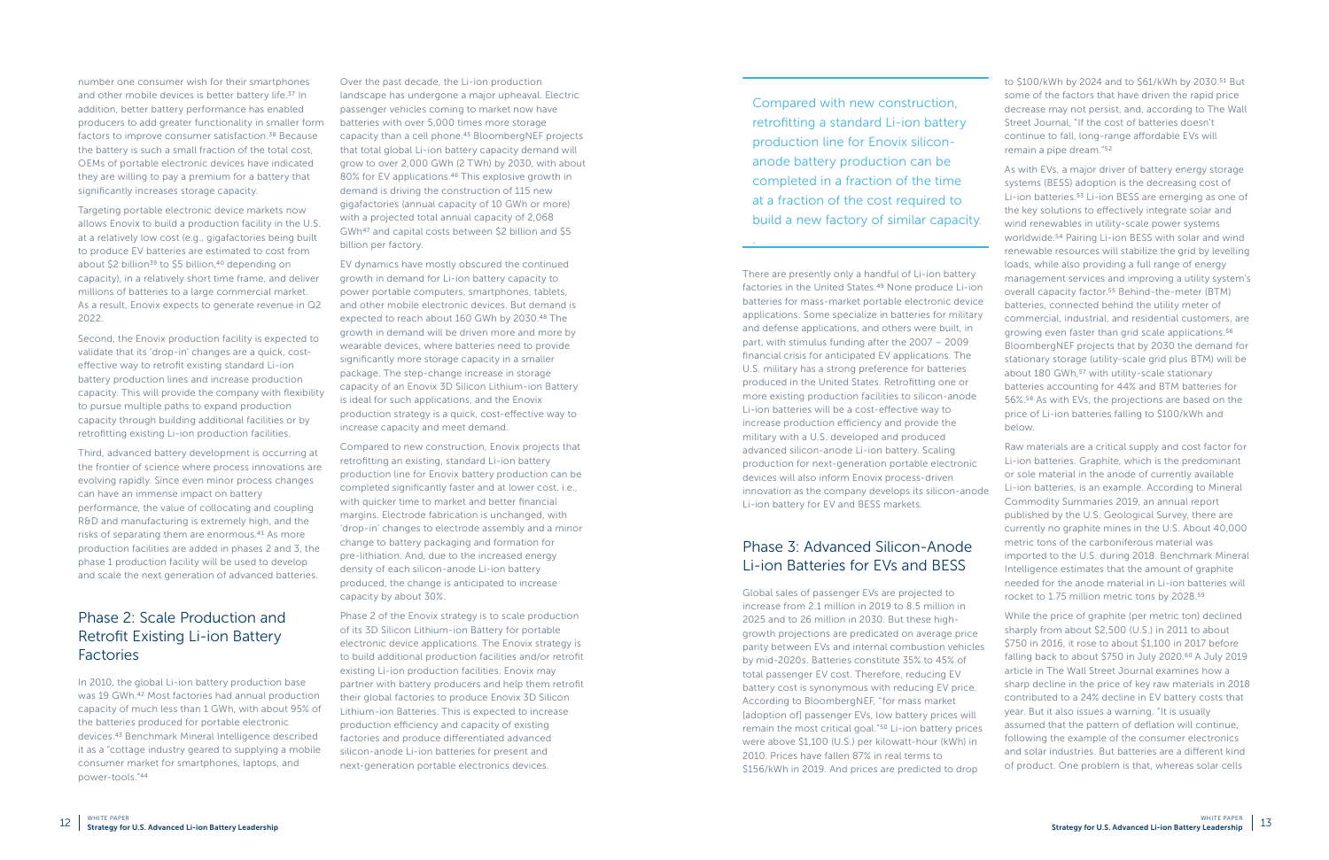number one consumer wish for their smartphones and other mobile devices is better battery life.[37] In addition, better battery performance has enabled producers to add greater functionality in smaller form factors to improve consumer satisfaction.[38] Because the battery is such a small fraction of the total cost, OEMs of portable electronic devices have indicated they are willing to pay a premium for a battery that significantly increases storage capacity.

Targeting portable electronic device markets now allows Enovix to build a production facility in the U.S. at a relatively low cost (e.g., gigafactories being built to produce EV batteries are estimated to cost from about $2 billion[39] to $5 billion,[40] depending on capacity), in a relatively short time frame, and deliver millions of batteries to a large commercial market. As a result, Enovix expects to generate revenue in Q2 2022.

Second, the Enovix production facility is expected to validate that its 'drop-in' changes are a quick, cost-effective way to retrofit existing standard Li-ion battery production lines and increase production capacity. This will provide the company with flexibility to pursue multiple paths to expand production capacity through building additional facilities or by retrofitting existing Li-ion production facilities.

Third, advanced battery development is occurring at the frontier of science where process innovations are evolving rapidly. Since even minor process changes can have an immense impact on battery performance, the value of collocating and coupling R&D and manufacturing is extremely high, and the risks of separating them are enormous.[41] As more production facilities are added in phases 2 and 3, the phase 1 production facility will be used to develop and scale the next generation of advanced batteries.

## Phase 2: Scale Production and Retrofit Existing Li-ion Battery Factories

In 2010, the global Li-ion battery production base was 19 GWh.[42] Most factories had annual production capacity of much less than 1 GWh, with about 95% of the batteries produced for portable electronic devices.[43] Benchmark Mineral Intelligence described it as a "cottage industry geared to supplying a mobile consumer market for smartphones, laptops, and power-tools."[44]

Over the past decade, the Li-ion production landscape has undergone a major upheaval. Electric passenger vehicles coming to market now have batteries with over 5,000 times more storage capacity than a cell phone.[45] BloombergNEF projects that total global Li-ion battery capacity demand will grow to over 2,000 GWh (2 TWh) by 2030, with about 80% for EV applications.[46] This explosive growth in demand is driving the construction of 115 new gigafactories (annual capacity of 10 GWh or more) with a projected total annual capacity of 2,068 GWh[47] and capital costs between $2 billion and $5 billion per factory.

EV dynamics have mostly obscured the continued growth in demand for Li-ion battery capacity to power portable computers, smartphones, tablets, and other mobile electronic devices. But demand is expected to reach about 160 GWh by 2030.[48] The growth in demand will be driven more and more by wearable devices, where batteries need to provide significantly more storage capacity in a smaller package. The step-change increase in storage capacity of an Enovix 3D Silicon Lithium-ion Battery is ideal for such applications, and the Enovix production strategy is a quick, cost-effective way to increase capacity and meet demand.

Compared to new construction, Enovix projects that retrofitting an existing, standard Li-ion battery production line for Enovix battery production can be completed significantly faster and at lower cost, i.e., with quicker time to market and better financial margins. Electrode fabrication is unchanged, with 'drop-in' changes to electrode assembly and a minor change to battery packaging and formation for pre-lithiation. And, due to the increased energy density of each silicon-anode Li-ion battery produced, the change is anticipated to increase capacity by about 30%.

Phase 2 of the Enovix strategy is to scale production of its 3D Silicon Lithium-ion Battery for portable electronic device applications. The Enovix strategy is to build additional production facilities and/or retrofit existing Li-ion production facilities. Enovix may partner with battery producers and help them retrofit their global factories to produce Enovix 3D Silicon Lithium-ion Batteries. This is expected to increase production efficiency and capacity of existing factories and produce differentiated advanced silicon-anode Li-ion batteries for present and next-generation portable electronics devices.

> Compared with new construction, retrofitting a standard Li-ion battery production line for Enovix silicon-anode battery production can be completed in a fraction of the time at a fraction of the cost required to build a new factory of similar capacity.

There are presently only a handful of Li-ion battery factories in the United States.[49] None produce Li-ion batteries for mass-market portable electronic device applications. Some specialize in batteries for military and defense applications, and others were built, in part, with stimulus funding after the 2007 – 2009 financial crisis for anticipated EV applications. The U.S. military has a strong preference for batteries produced in the United States. Retrofitting one or more existing production facilities to silicon-anode Li-ion batteries will be a cost-effective way to increase production efficiency and provide the military with a U.S. developed and produced advanced silicon-anode Li-ion battery. Scaling production for next-generation portable electronic devices will also inform Enovix process-driven innovation as the company develops its silicon-anode Li-ion battery for EV and BESS markets.

## Phase 3: Advanced Silicon-Anode Li-ion Batteries for EVs and BESS

Global sales of passenger EVs are projected to increase from 2.1 million in 2019 to 8.5 million in 2025 and to 26 million in 2030. But these high-growth projections are predicated on average price parity between EVs and internal combustion vehicles by mid-2020s. Batteries constitute 35% to 45% of total passenger EV cost. Therefore, reducing EV battery cost is synonymous with reducing EV price. According to BloombergNEF, "for mass market [adoption of] passenger EVs, low battery prices will remain the most critical goal."[50] Li-ion battery prices were above $1,100 (U.S.) per kilowatt-hour (kWh) in 2010. Prices have fallen 87% in real terms to $156/kWh in 2019. And prices are predicted to drop to $100/kWh by 2024 and to $61/kWh by 2030.[51] But some of the factors that have driven the rapid price decrease may not persist, and, according to The Wall Street Journal, "If the cost of batteries doesn't continue to fall, long-range affordable EVs will remain a pipe dream."[52]

As with EVs, a major driver of battery energy storage systems (BESS) adoption is the decreasing cost of Li-ion batteries.[53] Li-ion BESS are emerging as one of the key solutions to effectively integrate solar and wind renewables in utility-scale power systems worldwide.[54] Pairing Li-ion BESS with solar and wind renewable resources will stabilize the grid by levelling loads, while also providing a full range of energy management services and improving a utility system's overall capacity factor.[55] Behind-the-meter (BTM) batteries, connected behind the utility meter of commercial, industrial, and residential customers, are growing even faster than grid scale applications.[56] BloombergNEF projects that by 2030 the demand for stationary storage (utility-scale grid plus BTM) will be about 180 GWh,[57] with utility-scale stationary batteries accounting for 44% and BTM batteries for 56%.[58] As with EVs, the projections are based on the price of Li-ion batteries falling to $100/kWh and below.

Raw materials are a critical supply and cost factor for Li-ion batteries. Graphite, which is the predominant or sole material in the anode of currently available Li-ion batteries, is an example. According to Mineral Commodity Summaries 2019, an annual report published by the U.S. Geological Survey, there are currently no graphite mines in the U.S. About 40,000 metric tons of the carboniferous material was imported to the U.S. during 2018. Benchmark Mineral Intelligence estimates that the amount of graphite needed for the anode material in Li-ion batteries will rocket to 1.75 million metric tons by 2028.[59]

While the price of graphite (per metric ton) declined sharply from about $2,500 (U.S.) in 2011 to about $750 in 2016, it rose to about $1,100 in 2017 before falling back to about $750 in July 2020.[60] A July 2019 article in The Wall Street Journal examines how a sharp decline in the price of key raw materials in 2018 contributed to a 24% decline in EV battery costs that year. But it also issues a warning. "It is usually assumed that the pattern of deflation will continue, following the example of the consumer electronics and solar industries. But batteries are a different kind of product. One problem is that, whereas solar cells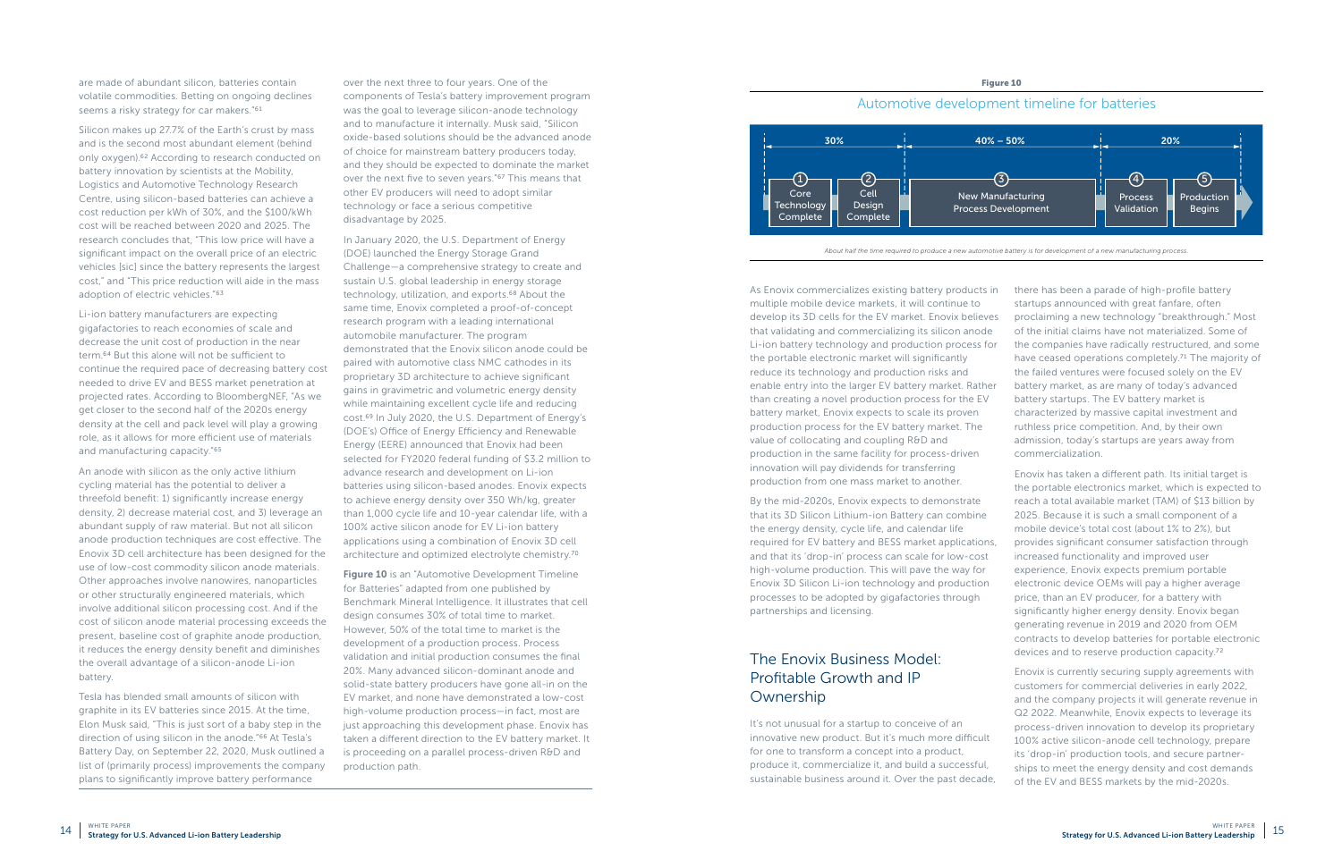are made of abundant silicon, batteries contain volatile commodities. Betting on ongoing declines seems a risky strategy for car makers."[61]

Silicon makes up 27.7% of the Earth's crust by mass and is the second most abundant element (behind only oxygen).[62] According to research conducted on battery innovation by scientists at the Mobility, Logistics and Automotive Technology Research Centre, using silicon-based batteries can achieve a cost reduction per kWh of 30%, and the $100/kWh cost will be reached between 2020 and 2025. The research concludes that, "This low price will have a significant impact on the overall price of an electric vehicles [sic] since the battery represents the largest cost," and "This price reduction will aide in the mass adoption of electric vehicles."[63]

Li-ion battery manufacturers are expecting gigafactories to reach economies of scale and decrease the unit cost of production in the near term.[64] But this alone will not be sufficient to continue the required pace of decreasing battery cost needed to drive EV and BESS market penetration at projected rates. According to BloombergNEF, "As we get closer to the second half of the 2020s energy density at the cell and pack level will play a growing role, as it allows for more efficient use of materials and manufacturing capacity."[65]

An anode with silicon as the only active lithium cycling material has the potential to deliver a threefold benefit: 1) significantly increase energy density, 2) decrease material cost, and 3) leverage an abundant supply of raw material. But not all silicon anode production techniques are cost effective. The Enovix 3D cell architecture has been designed for the use of low-cost commodity silicon anode materials. Other approaches involve nanowires, nanoparticles or other structurally engineered materials, which involve additional silicon processing cost. And if the cost of silicon anode material processing exceeds the present, baseline cost of graphite anode production, it reduces the energy density benefit and diminishes the overall advantage of a silicon-anode Li-ion battery.

Tesla has blended small amounts of silicon with graphite in its EV batteries since 2015. At the time, Elon Musk said, "This is just sort of a baby step in the direction of using silicon in the anode."[66] At Tesla's Battery Day, on September 22, 2020, Musk outlined a list of (primarily process) improvements the company plans to significantly improve battery performance over the next three to four years. One of the components of Tesla's battery improvement program was the goal to leverage silicon-anode technology and to manufacture it internally. Musk said, "Silicon oxide-based solutions should be the advanced anode of choice for mainstream battery producers today, and they should be expected to dominate the market over the next five to seven years."[67] This means that other EV producers will need to adopt similar technology or face a serious competitive disadvantage by 2025.

In January 2020, the U.S. Department of Energy (DOE) launched the Energy Storage Grand Challenge—a comprehensive strategy to create and sustain U.S. global leadership in energy storage technology, utilization, and exports.[68] About the same time, Enovix completed a proof-of-concept research program with a leading international automobile manufacturer. The program demonstrated that the Enovix silicon anode could be paired with automotive class NMC cathodes in its proprietary 3D architecture to achieve significant gains in gravimetric and volumetric energy density while maintaining excellent cycle life and reducing cost.[69] In July 2020, the U.S. Department of Energy's (DOE's) Office of Energy Efficiency and Renewable Energy (EERE) announced that Enovix had been selected for FY2020 federal funding of $3.2 million to advance research and development on Li-ion batteries using silicon-based anodes. Enovix expects to achieve energy density over 350 Wh/kg, greater than 1,000 cycle life and 10-year calendar life, with a 100% active silicon anode for EV Li-ion battery applications using a combination of Enovix 3D cell architecture and optimized electrolyte chemistry.[70]

**Figure 10** is an "Automotive Development Timeline for Batteries" adapted from one published by Benchmark Mineral Intelligence. It illustrates that cell design consumes 30% of total time to market. However, 50% of the total time to market is the development of a production process. Process validation and initial production consumes the final 20%. Many advanced silicon-dominant anode and solid-state battery producers have gone all-in on the EV market, and none have demonstrated a low-cost high-volume production process—in fact, most are just approaching this development phase. Enovix has taken a different direction to the EV battery market. It is proceeding on a parallel process-driven R&D and production path.

**Figure 10**

Automotive development timeline for batteries

| 30% | | 40% – 50% | 20% | |
|---|---|---|---|---|
| 1 Core Technology Complete | 2 Cell Design Complete | 3 New Manufacturing Process Development | 4 Process Validation | 5 Production Begins |

*About half the time required to produce a new automotive battery is for development of a new manufacturing process.*

As Enovix commercializes existing battery products in multiple mobile device markets, it will continue to develop its 3D cells for the EV market. Enovix believes that validating and commercializing its silicon anode Li-ion battery technology and production process for the portable electronic market will significantly reduce its technology and production risks and enable entry into the larger EV battery market. Rather than creating a novel production process for the EV battery market, Enovix expects to scale its proven production process for the EV battery market. The value of collocating and coupling R&D and production in the same facility for process-driven innovation will pay dividends for transferring production from one mass market to another.

By the mid-2020s, Enovix expects to demonstrate that its 3D Silicon Lithium-ion Battery can combine the energy density, cycle life, and calendar life required for EV battery and BESS market applications, and that its 'drop-in' process can scale for low-cost high-volume production. This will pave the way for Enovix 3D Silicon Li-ion technology and production processes to be adopted by gigafactories through partnerships and licensing.

## The Enovix Business Model: Profitable Growth and IP Ownership

It's not unusual for a startup to conceive of an innovative new product. But it's much more difficult for one to transform a concept into a product, produce it, commercialize it, and build a successful, sustainable business around it. Over the past decade, there has been a parade of high-profile battery startups announced with great fanfare, often proclaiming a new technology "breakthrough." Most of the initial claims have not materialized. Some of the companies have radically restructured, and some have ceased operations completely.[71] The majority of the failed ventures were focused solely on the EV battery market, as are many of today's advanced battery startups. The EV battery market is characterized by massive capital investment and ruthless price competition. And, by their own admission, today's startups are years away from commercialization.

Enovix has taken a different path. Its initial target is the portable electronics market, which is expected to reach a total available market (TAM) of $13 billion by 2025. Because it is such a small component of a mobile device's total cost (about 1% to 2%), but provides significant consumer satisfaction through increased functionality and improved user experience, Enovix expects premium portable electronic device OEMs will pay a higher average price, than an EV producer, for a battery with significantly higher energy density. Enovix began generating revenue in 2019 and 2020 from OEM contracts to develop batteries for portable electronic devices and to reserve production capacity.[72]

Enovix is currently securing supply agreements with customers for commercial deliveries in early 2022, and the company projects it will generate revenue in Q2 2022. Meanwhile, Enovix expects to leverage its process-driven innovation to develop its proprietary 100% active silicon-anode cell technology, prepare its 'drop-in' production tools, and secure partnerships to meet the energy density and cost demands of the EV and BESS markets by the mid-2020s.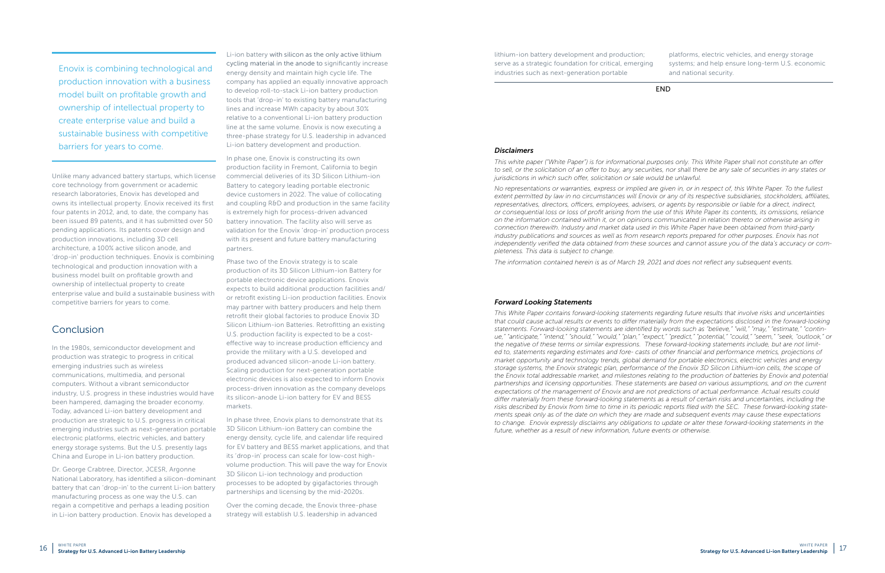Enovix is combining technological and production innovation with a business model built on profitable growth and ownership of intellectual property to create enterprise value and build a sustainable business with competitive barriers for years to come.

Unlike many advanced battery startups, which license core technology from government or academic research laboratories, Enovix has developed and owns its intellectual property. Enovix received its first four patents in 2012, and, to date, the company has been issued 89 patents, and it has submitted over 50 pending applications. Its patents cover design and production innovations, including 3D cell architecture, a 100% active silicon anode, and 'drop-in' production techniques. Enovix is combining technological and production innovation with a business model built on profitable growth and ownership of intellectual property to create enterprise value and build a sustainable business with competitive barriers for years to come.

## Conclusion

In the 1980s, semiconductor development and production was strategic to progress in critical emerging industries such as wireless communications, multimedia, and personal computers. Without a vibrant semiconductor industry, U.S. progress in these industries would have been hampered, damaging the broader economy. Today, advanced Li-ion battery development and production are strategic to U.S. progress in critical emerging industries such as next-generation portable electronic platforms, electric vehicles, and battery energy storage systems. But the U.S. presently lags China and Europe in Li-ion battery production.

Dr. George Crabtree, Director, JCESR, Argonne National Laboratory, has identified a silicon-dominant battery that can 'drop-in' to the current Li-ion battery manufacturing process as one way the U.S. can regain a competitive and perhaps a leading position in Li-ion battery production. Enovix has developed a Li-ion battery with silicon as the only active lithium cycling material in the anode to significantly increase energy density and maintain high cycle life. The company has applied an equally innovative approach to develop roll-to-stack Li-ion battery production tools that 'drop-in' to existing battery manufacturing lines and increase MWh capacity by about 30% relative to a conventional Li-ion battery production line at the same volume. Enovix is now executing a three-phase strategy for U.S. leadership in advanced Li-ion battery development and production.

In phase one, Enovix is constructing its own production facility in Fremont, California to begin commercial deliveries of its 3D Silicon Lithium-ion Battery to category leading portable electronic device customers in 2022. The value of collocating and coupling R&D and production in the same facility is extremely high for process-driven advanced battery innovation. The facility also will serve as validation for the Enovix 'drop-in' production process with its present and future battery manufacturing partners.

Phase two of the Enovix strategy is to scale production of its 3D Silicon Lithium-ion Battery for portable electronic device applications. Enovix expects to build additional production facilities and/or retrofit existing Li-ion production facilities. Enovix may partner with battery producers and help them retrofit their global factories to produce Enovix 3D Silicon Lithium-ion Batteries. Retrofitting an existing U.S. production facility is expected to be a cost-effective way to increase production efficiency and provide the military with a U.S. developed and produced advanced silicon-anode Li-ion battery. Scaling production for next-generation portable electronic devices is also expected to inform Enovix process-driven innovation as the company develops its silicon-anode Li-ion battery for EV and BESS markets.

In phase three, Enovix plans to demonstrate that its 3D Silicon Lithium-ion Battery can combine the energy density, cycle life, and calendar life required for EV battery and BESS market applications, and that its 'drop-in' process can scale for low-cost high-volume production. This will pave the way for Enovix 3D Silicon Li-ion technology and production processes to be adopted by gigafactories through partnerships and licensing by the mid-2020s.

Over the coming decade, the Enovix three-phase strategy will establish U.S. leadership in advanced lithium-ion battery development and production; serve as a strategic foundation for critical, emerging industries such as next-generation portable platforms, electric vehicles, and energy storage systems; and help ensure long-term U.S. economic and national security.

END

### *Disclaimers*

*This white paper ("White Paper") is for informational purposes only. This White Paper shall not constitute an offer to sell, or the solicitation of an offer to buy, any securities, nor shall there be any sale of securities in any states or jurisdictions in which such offer, solicitation or sale would be unlawful.*

*No representations or warranties, express or implied are given in, or in respect of, this White Paper. To the fullest extent permitted by law in no circumstances will Enovix or any of its respective subsidiaries, stockholders, affiliates, representatives, directors, officers, employees, advisers, or agents by responsible or liable for a direct, indirect, or consequential loss or loss of profit arising from the use of this White Paper its contents, its omissions, reliance on the information contained within it, or on opinions communicated in relation thereto or otherwise arising in connection therewith. Industry and market data used in this White Paper have been obtained from third-party industry publications and sources as well as from research reports prepared for other purposes. Enovix has not independently verified the data obtained from these sources and cannot assure you of the data's accuracy or completeness. This data is subject to change.*

*The information contained herein is as of March 19, 2021 and does not reflect any subsequent events.*

### *Forward Looking Statements*

*This White Paper contains forward-looking statements regarding future results that involve risks and uncertainties that could cause actual results or events to differ materially from the expectations disclosed in the forward-looking statements. Forward-looking statements are identified by words such as "believe," "will," "may," "estimate," "continue," "anticipate," "intend," "should," "would," "plan," "expect," "predict," "potential," "could," "seem," "seek," "outlook," or the negative of these terms or similar expressions. These forward-looking statements include, but are not limited to, statements regarding estimates and fore- casts of other financial and performance metrics, projections of market opportunity and technology trends, global demand for portable electronics, electric vehicles and energy storage systems, the Enovix strategic plan, performance of the Enovix 3D Silicon Lithium-ion cells, the scope of the Enovix total addressable market, and milestones relating to the production of batteries by Enovix and potential partnerships and licensing opportunities. These statements are based on various assumptions, and on the current expectations of the management of Enovix and are not predictions of actual performance. Actual results could differ materially from these forward-looking statements as a result of certain risks and uncertainties, including the risks described by Enovix from time to time in its periodic reports filed with the SEC. These forward-looking statements speak only as of the date on which they are made and subsequent events may cause these expectations to change. Enovix expressly disclaims any obligations to update or alter these forward-looking statements in the future, whether as a result of new information, future events or otherwise.*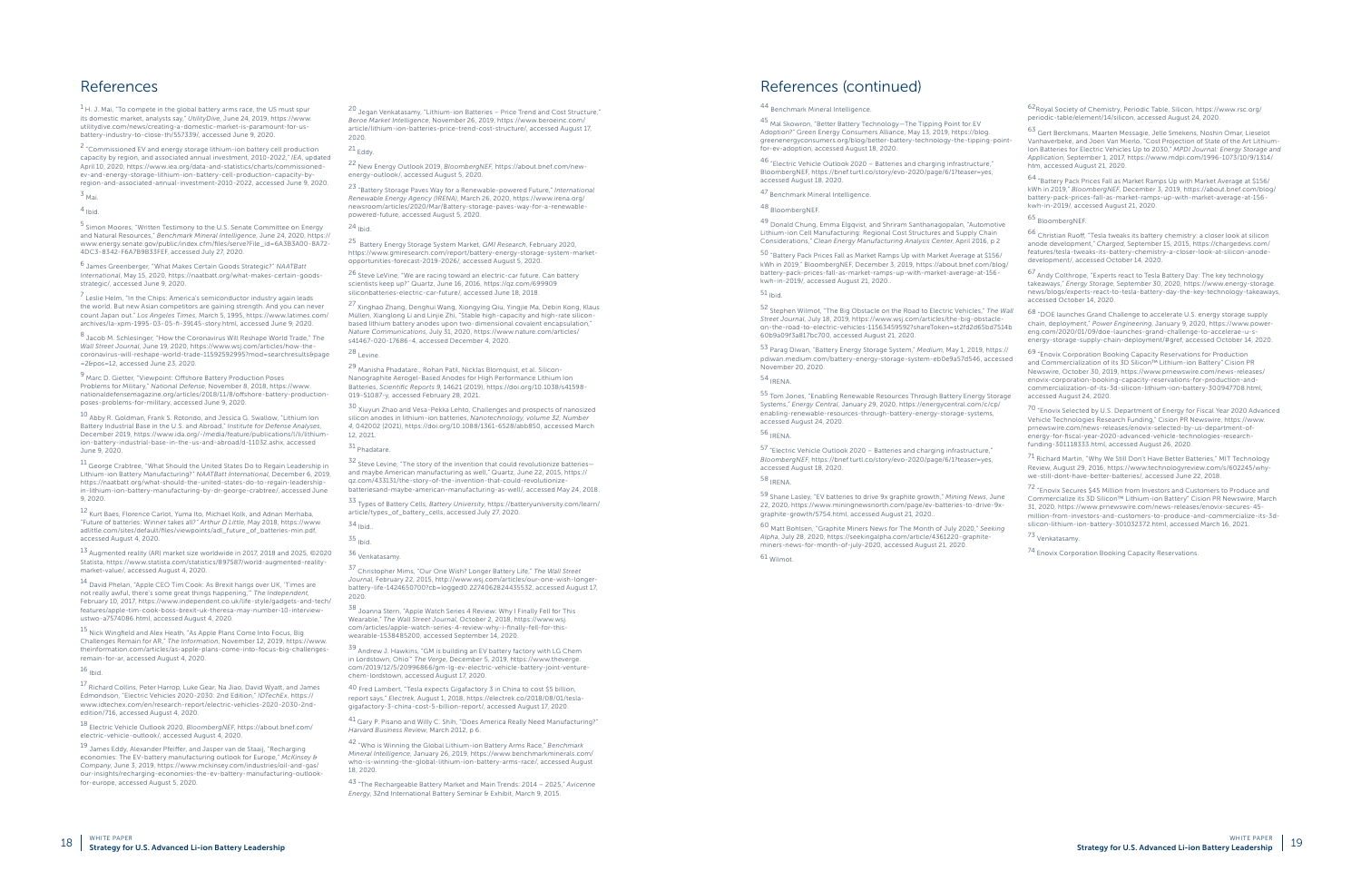# References

[1] H. J. Mai, "To compete in the global battery arms race, the US must spur its domestic market, analysts say," *UtilityDive*, June 24, 2019, https://www.utilitydive.com/news/creating-a-domestic-market-is-paramount-for-us-battery-industry-to-close-th/557339/, accessed June 9, 2020.

[2] "Commissioned EV and energy storage lithium-ion battery cell production capacity by region, and associated annual investment, 2010-2022," *IEA*, updated April 10, 2020, https://www.iea.org/data-and-statistics/charts/commissioned-ev-and-energy-storage-lithium-ion-battery-cell-production-capacity-by-region-and-associated-annual-investment-2010-2022, accessed June 9, 2020.

[3] Mai.

[4] Ibid.

[5] Simon Moores, "Written Testimony to the U.S. Senate Committee on Energy and Natural Resources," *Benchmark Mineral Intelligence*, June 24, 2020, https://www.energy.senate.gov/public/index.cfm/files/serve?File_id=6A3B3A00-8A72-4DC3-8342-F6A7B9833FEF, accessed July 27, 2020.

[6] James Greenberger, "What Makes Certain Goods Strategic?" *NAATBatt International*, May 15, 2020, https://naatbatt.org/what-makes-certain-goods-strategic/, accessed June 9, 2020.

[7] Leslie Helm, "In the Chips: America's semiconductor industry again leads the world. But new Asian competitors are gaining strength. And you can never count Japan out." *Los Angeles Times*, March 5, 1995, https://www.latimes.com/archives/la-xpm-1995-03-05-fi-39145-story.html, accessed June 9, 2020.

[8] Jacob M. Schlesinger, "How the Coronavirus Will Reshape World Trade," *The Wall Street Journal*, June 19, 2020, https://www.wsj.com/articles/how-the-coronavirus-will-reshape-world-trade-11592592995?mod=searchresults&page=2&pos=12, accessed June 23, 2020.

[9] Marc D. Gietter, "Viewpoint: Offshore Battery Production Poses Problems for Military," *National Defense*, November 8, 2018, https://www.nationaldefensemagazine.org/articles/2018/11/8/offshore-battery-production-poses-problems-for-military, accessed June 9, 2020.

[10] Abby R. Goldman, Frank S. Rotondo, and Jessica G. Swallow, "Lithium Ion Battery Industrial Base in the U.S. and Abroad," *Institute for Defense Analyses*, December 2019, https://www.ida.org/-/media/feature/publications/l/li/lithium-ion-battery-industrial-base-in-the-us-and-abroad/d-11032.ashx, accessed June 9, 2020.

[11] George Crabtree, "What Should the United States Do to Regain Leadership in Lithium-ion Battery Manufacturing?" *NAATBatt International*, December 6, 2019, https://naatbatt.org/what-should-the-united-states-do-to-regain-leadership-in-lithium-ion-battery-manufacturing-by-dr-george-crabtree/, accessed June 9, 2020.

[12] Kurt Baes, Florence Carlot, Yuma Ito, Michael Kolk, and Adnan Merhaba, "Future of batteries: Winner takes all?" *Arthur D Little*, May 2018, https://www.adlittle.com/sites/default/files/viewpoints/adl_future_of_batteries-min.pdf, accessed August 4, 2020.

[13] Augmented reality (AR) market size worldwide in 2017, 2018 and 2025, ©2020 Statista, https://www.statista.com/statistics/897587/world-augmented-reality-market-value/, accessed August 4, 2020.

[14] David Phelan, "Apple CEO Tim Cook: As Brexit hangs over UK, 'Times are not really awful, there's some great things happening,'" *The Independent*, February 10, 2017, https://www.independent.co.uk/life-style/gadgets-and-tech/features/apple-tim-cook-boss-brexit-uk-theresa-may-number-10-interview-ustwo-a7574086.html, accessed August 4, 2020.

[15] Nick Wingfield and Alex Heath, "As Apple Plans Come Into Focus, Big Challenges Remain for AR," *The Information*, November 12, 2019, https://www.theinformation.com/articles/as-apple-plans-come-into-focus-big-challenges-remain-for-ar, accessed August 4, 2020.

[16] Ibid.

[17] Richard Collins, Peter Harrop, Luke Gear, Na Jiao, David Wyatt, and James Edmondson, "Electric Vehicles 2020-2030: 2nd Edition," *IDTechEx*, https://www.idtechex.com/en/research-report/electric-vehicles-2020-2030-2nd-edition/716, accessed August 4, 2020.

[18] Electric Vehicle Outlook 2020, *BloombergNEF*, https://about.bnef.com/electric-vehicle-outlook/, accessed August 4, 2020.

[19] James Eddy, Alexander Pfeiffer, and Jasper van de Staaij, "Recharging economies: The EV-battery manufacturing outlook for Europe," *McKinsey & Company*, June 3, 2019, https://www.mckinsey.com/industries/oil-and-gas/our-insights/recharging-economies-the-ev-battery-manufacturing-outlook-for-europe, accessed August 5, 2020.

[20] Jegan Venkatasamy, "Lithium-ion Batteries – Price Trend and Cost Structure," *Beroe Market Intelligence*, November 26, 2019, https://www.beroeinc.com/article/lithium-ion-batteries-price-trend-cost-structure/, accessed August 17, 2020.

[21] Eddy.

[22] New Energy Outlook 2019, *BloombergNEF*, https://about.bnef.com/new-energy-outlook/, accessed August 5, 2020.

[23] "Battery Storage Paves Way for a Renewable-powered Future," *International Renewable Energy Agency (IRENA)*, March 26, 2020, https://www.irena.org/newsroom/articles/2020/Mar/Battery-storage-paves-way-for-a-renewable-powered-future, accessed August 5, 2020.

[24] Ibid.

[25] Battery Energy Storage System Market, *GMI Research*, February 2020, https://www.gmiresearch.com/report/battery-energy-storage-system-market-opportunities-forecast-2019-2026/, accessed August 5, 2020.

[26] Steve LeVine, "We are racing toward an electric-car future. Can battery scientists keep up?" Quartz, June 16, 2016, https://qz.com/699909/siliconbatteries-electric-car-future/, accessed June 18, 2018.

[27] Xinghao Zhang, Denghui Wang, Xiongying Qiu, Yingjie Ma, Debin Kong, Klaus Müllen, Xianglong Li and Linjie Zhi, "Stable high-capacity and high-rate silicon-based lithium battery anodes upon two-dimensional covalent encapsulation," *Nature Communications*, July 31, 2020, https://www.nature.com/articles/s41467-020-17686-4, accessed December 4, 2020.

[28] Levine.

[29] Manisha Phadatare., Rohan Patil, Nicklas Blomquist, et al. Silicon-Nanographite Aerogel-Based Anodes for High Performance Lithium Ion Batteries, *Scientific Reports 9*, 14621 (2019), https://doi.org/10.1038/s41598-019-51087-y, accessed February 28, 2021.

[30] Xiuyun Zhao and Vesa-Pekka Lehto, "Challenges and prospects of nanosized silicon anodes in lithium-ion batteries, *Nanotechnology, volume 32, Number 4*, 042002 (2021), https://doi.org/10.1088/1361-6528/abb850, accessed March 12, 2021.

[31] Phadatare.

[32] Steve Levine, "The story of the invention that could revolutionize batteries—and maybe American manufacturing as well," Quartz, June 22, 2015, https://qz.com/433131/the-story-of-the-invention-that-could-revolutionize-batteriesand-maybe-american-manufacturing-as-well/, accessed May 24, 2018.

[33] Types of Battery Cells, *Battery University*, https://batteryuniversity.com/learn/article/types_of_battery_cells, accessed July 27, 2020.

[34] Ibid..

[35] Ibid.

[36] Venkatasamy.

[37] Christopher Mims, "Our One Wish? Longer Battery Life," *The Wall Street Journal*, February 22, 2015, http://www.wsj.com/articles/our-one-wish-longer-battery-life-1424650700?cb=logged0.2274062824435532, accessed August 17, 2020.

[38] Joanna Stern, "Apple Watch Series 4 Review: Why I Finally Fell for This Wearable," *The Wall Street Journal*, October 2, 2018, https://www.wsj.com/articles/apple-watch-series-4-review-why-i-finally-fell-for-this-wearable-1538485200, accessed September 14, 2020.

[39] Andrew J. Hawkins, "GM is building an EV battery factory with LG Chem in Lordstown, Ohio" *The Verge*, December 5, 2019, https://www.theverge.com/2019/12/5/20996866/gm-lg-ev-electric-vehicle-battery-joint-venture-chem-lordstown, accessed August 17, 2020.

[40] Fred Lambert, "Tesla expects Gigafactory 3 in China to cost $5 billion, report says," *Electrek*, August 1, 2018, https://electrek.co/2018/08/01/tesla-gigafactory-3-china-cost-5-billion-report/, accessed August 17, 2020.

[41] Gary P. Pisano and Willy C. Shih, "Does America Really Need Manufacturing?" *Harvard Business Review*, March 2012, p 6.

[42] "Who is Winning the Global Lithium-ion Battery Arms Race," *Benchmark Mineral Intelligence*, January 26, 2019, https://www.benchmarkminerals.com/who-is-winning-the-global-lithium-ion-battery-arms-race/, accessed August 18, 2020.

[43] "The Rechargeable Battery Market and Main Trends: 2014 – 2025," *Avicenne Energy*, 32nd International Battery Seminar & Exhibit, March 9, 2015.

# References (continued)

[44] Benchmark Mineral Intelligence.

[45] Mal Skowron, "Better Battery Technology—The Tipping Point for EV Adoption?" Green Energy Consumers Alliance, May 13, 2019, https://blog.greenenergyconsumers.org/blog/better-battery-technology-the-tipping-point-for-ev-adoption, accessed August 18, 2020.

[46] "Electric Vehicle Outlook 2020 – Batteries and charging infrastructure," BloombergNEF, https://bnef.turtl.co/story/evo-2020/page/6/1?teaser=yes, accessed August 18, 2020.

[47] Benchmark Mineral Intelligence.

[48] BloombergNEF.

[49] Donald Chung, Emma Elgqvist, and Shriram Santhanagopalan, "Automotive Lithium-ion Cell Manufacturing: Regional Cost Structures and Supply Chain Considerations," *Clean Energy Manufacturing Analysis Center*, April 2016, p 2

[50] "Battery Pack Prices Fall as Market Ramps Up with Market Average at $156/kWh in 2019," BloombergNEF, December 3, 2019, https://about.bnef.com/blog/battery-pack-prices-fall-as-market-ramps-up-with-market-average-at-156-kwh-in-2019/, accessed August 21, 2020..

[51] Ibid.

[52] Stephen Wilmot, "The Big Obstacle on the Road to Electric Vehicles," *The Wall Street Journal*, July 18, 2019, https://www.wsj.com/articles/the-big-obstacle-on-the-road-to-electric-vehicles-11563459592?shareToken=st2fd2d65bd7514b60b9a09f3a817bc700, accessed August 21, 2020.

[53] Parag Diwan, "Battery Energy Storage System," *Medium*, May 1, 2019, https://pdiwan.medium.com/battery-energy-storage-system-eb0e9a57d546, accessed November 20, 2020.

[54] IRENA.

[55] Tom Jones, "Enabling Renewable Resources Through Battery Energy Storage Systems," *Energy Central*, January 29, 2020, https://energycentral.com/c/cp/enabling-renewable-resources-through-battery-energy-storage-systems, accessed August 24, 2020.

[56] IRENA.

[57] "Electric Vehicle Outlook 2020 – Batteries and charging infrastructure," *BloombergNEF*, https://bnef.turtl.co/story/evo-2020/page/6/1?teaser=yes, accessed August 18, 2020.

[58] IRENA.

[59] Shane Lasley, "EV batteries to drive 9x graphite growth," *Mining News*, June 22, 2020, https://www.miningnewsnorth.com/page/ev-batteries-to-drive-9x-graphite-growth/5754.html, accessed August 21, 2020..

[60] Matt Bohlsen, "Graphite Miners News for The Month of July 2020," *Seeking Alpha*, July 28, 2020, https://seekingalpha.com/article/4361220-graphite-miners-news-for-month-of-july-2020, accessed August 21, 2020.

[61] Wilmot.

[62] Royal Society of Chemistry, Periodic Table, Silicon, https://www.rsc.org/periodic-table/element/14/silicon, accessed August 24, 2020.

[63] Gert Berckmans, Maarten Messagie, Jelle Smekens, Noshin Omar, Lieselot Vanhaverbeke, and Joeri Van Mierlo, "Cost Projection of State of the Art Lithium-Ion Batteries for Electric Vehicles Up to 2030," *MPDI Journal: Energy Storage and Application*, September 1, 2017, https://www.mdpi.com/1996-1073/10/9/1314/htm, accessed August 21, 2020.

[64] "Battery Pack Prices Fall as Market Ramps Up with Market Average at $156/kWh in 2019," *BloombergNEF*, December 3, 2019, https://about.bnef.com/blog/battery-pack-prices-fall-as-market-ramps-up-with-market-average-at-156-kwh-in-2019/, accessed August 21, 2020.

[65] BloombergNEF.

[66] Christian Ruoff, "Tesla tweaks its battery chemistry: a closer look at silicon anode development," *Charged*, September 15, 2015, https://chargedevs.com/features/tesla-tweaks-its-battery-chemistry-a-closer-look-at-silicon-anode-development/, accessed October 14, 2020.

[67] Andy Colthrope, "Experts react to Tesla Battery Day: The key technology takeaways," *Energy Storage*, September 30, 2020, https://www.energy-storage.news/blogs/experts-react-to-tesla-battery-day-the-key-technology-takeaways, accessed October 14, 2020.

[68] "DOE launches Grand Challenge to accelerate U.S. energy storage supply chain, deployment," *Power Engineering*, January 9, 2020, https://www.power-eng.com/2020/01/09/doe-launches-grand-challenge-to-accelerae-u-s-energy-storage-supply-chain-deployment/#gref, accessed October 14, 2020.

[69] "Enovix Corporation Booking Capacity Reservations for Production and Commercialization of its 3D Silicon™ Lithium-ion Battery" Cision PR Newswire, October 30, 2019, https://www.prnewswire.com/news-releases/enovix-corporation-booking-capacity-reservations-for-production-and-commercialization-of-its-3d-silicon-lithium-ion-battery-300947708.html, accessed August 24, 2020.

[70] "Enovix Selected by U.S. Department of Energy for Fiscal Year 2020 Advanced Vehicle Technologies Research Funding," Cision PR Newswire, https://www.prnewswire.com/news-releases/enovix-selected-by-us-department-of-energy-for-fiscal-year-2020-advanced-vehicle-technologies-research-funding-301118333.html, accessed August 26, 2020.

[71] Richard Martin, "Why We Still Don't Have Better Batteries," MIT Technology Review, August 29, 2016, https://www.technologyreview.com/s/602245/why-we-still-dont-have-better-batteries/, accessed June 22, 2018.

[72] "Enovix Secures $45 Million from Investors and Customers to Produce and Commercialize its 3D Silicon™ Lithium-ion Battery" Cision PR Newswire, March 31, 2020, https://www.prnewswire.com/news-releases/enovix-secures-45-million-from-investors-and-customers-to-produce-and-commercialize-its-3d-silicon-lithium-ion-battery-301032372.html, accessed March 16, 2021.

[73] Venkatasamy.

[74] Enovix Corporation Booking Capacity Reservations.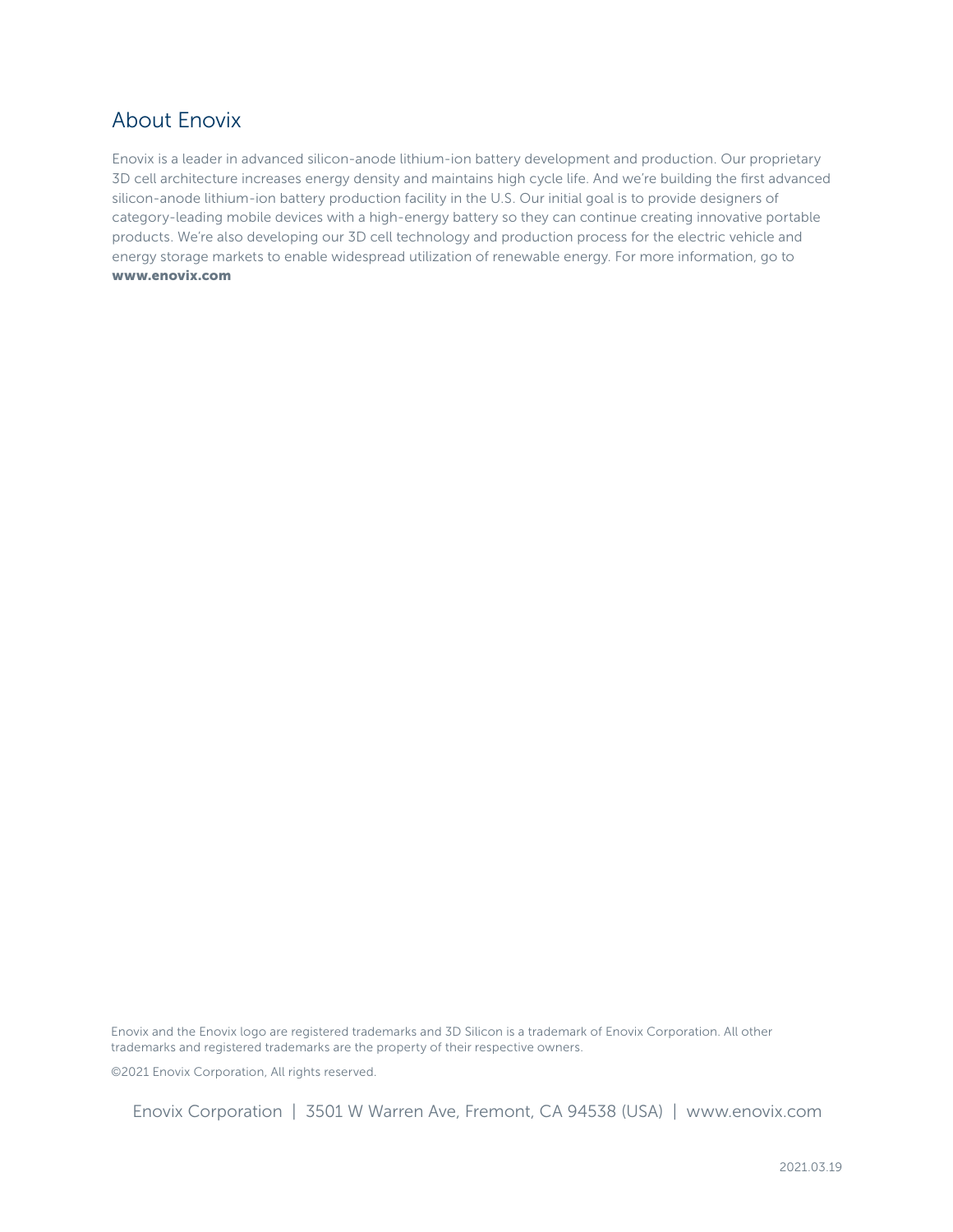## About Enovix

Enovix is a leader in advanced silicon-anode lithium-ion battery development and production. Our proprietary 3D cell architecture increases energy density and maintains high cycle life. And we're building the first advanced silicon-anode lithium-ion battery production facility in the U.S. Our initial goal is to provide designers of category-leading mobile devices with a high-energy battery so they can continue creating innovative portable products. We're also developing our 3D cell technology and production process for the electric vehicle and energy storage markets to enable widespread utilization of renewable energy. For more information, go to **www.enovix.com**

Enovix and the Enovix logo are registered trademarks and 3D Silicon is a trademark of Enovix Corporation. All other trademarks and registered trademarks are the property of their respective owners.

©2021 Enovix Corporation, All rights reserved.

Enovix Corporation | 3501 W Warren Ave, Fremont, CA 94538 (USA) | www.enovix.com

2021.03.19